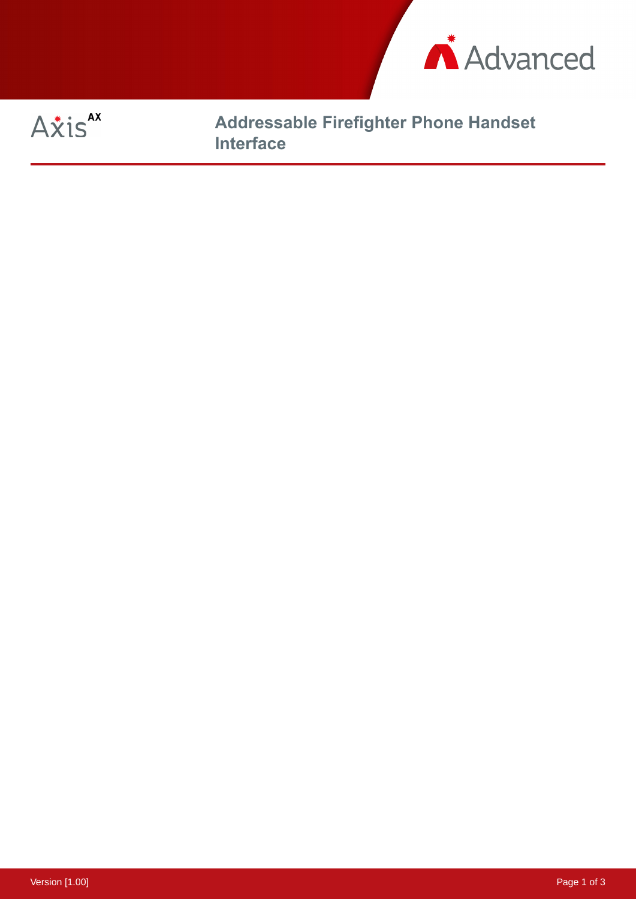# Addressable Firefighter Phone Handset Interface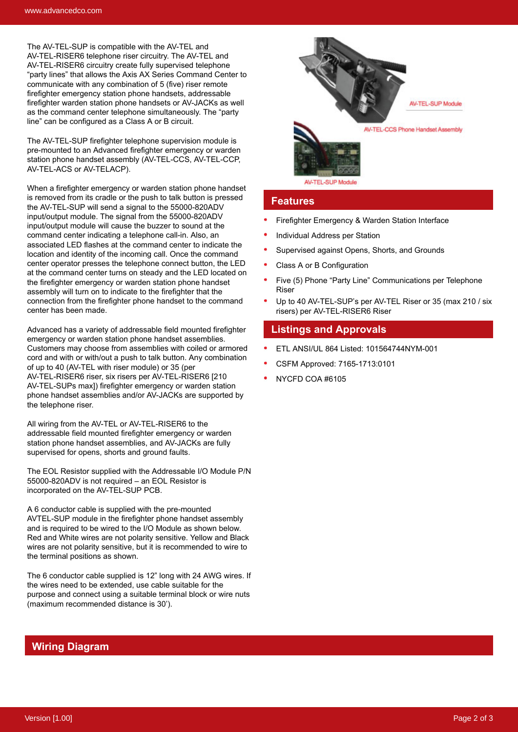The AV-TEL-SUP is compatible with the AV-TEL and AV-TEL-RISER6 telephone riser circuitry. The AV-TEL and AV-TEL-RISER6 circuitry create fully supervised telephone "party lines" that allows the Axis AX Series Command Center to communicate with any combination of 5 (five) riser remote firefighter emergency station phone handsets, addressable firefighter warden station phone handsets or AV-JACKs as well as the command center telephone simultaneously. The "party line" can be configured as a Class A or B circuit.

The AV-TEL-SUP firefighter telephone supervision module is pre-mounted to an Advanced firefighter emergency or warden station phone handset assembly (AV-TEL-CCS, AV-TEL-CCP, AV-TEL-ACS or AV-TELACP).

When a firefighter emergency or warden station phone handset is removed from its cradle or the push to talk button is pressed the AV-TEL-SUP will send a signal to the 55000-820ADV input/output module. The signal from the 55000-820ADV input/output module will cause the buzzer to sound at the command center indicating a telephone call-in. Also, an associated LED flashes at the command center to indicate the location and identity of the incoming call. Once the command center operator presses the telephone connect button, the LED at the command center turns on steady and the LED located on the firefighter emergency or warden station phone handset assembly will turn on to indicate to the firefighter that the connection from the firefighter phone handset to the command center has been made.

Advanced has a variety of addressable field mounted firefighter emergency or warden station phone handset assemblies. Customers may choose from assemblies with coiled or armored cord and with or with/out a push to talk button. Any combination of up to 40 (AV-TEL with riser module) or 35 (per AV-TEL-RISER6 riser, six risers per AV-TEL-RISER6 [210 AV-TEL-SUPs max]) firefighter emergency or warden station phone handset assemblies and/or AV-JACKs are supported by the telephone riser.

All wiring from the AV-TEL or AV-TEL-RISER6 to the addressable field mounted firefighter emergency or warden station phone handset assemblies, and AV-JACKs are fully supervised for opens, shorts and ground faults.

The EOL Resistor supplied with the Addressable I/O Module P/N 55000-820ADV is not required – an EOL Resistor is incorporated on the AV-TEL-SUP PCB.

A 6 conductor cable is supplied with the pre-mounted AVTEL-SUP module in the firefighter phone handset assembly and is required to be wired to the I/O Module as shown below. Red and White wires are not polarity sensitive. Yellow and Black wires are not polarity sensitive, but it is recommended to wire to the terminal positions as shown.

The 6 conductor cable supplied is 12" long with 24 AWG wires. If the wires need to be extended, use cable suitable for the purpose and connect using a suitable terminal block or wire nuts (maximum recommended distance is 30').

AV-TEL-SUP Module

AV-TEL-CCS Phone Handset Assembly

AV-TEL-SUP Module

## Features

- Firefighter Emergency & Warden Station Interface
- Individual Address per Station
- Supervised against Opens, Shorts, and Grounds
- Class A or B Configuration
- Five (5) Phone "Party Line" Communications per Telephone Riser
- Up to 40 AV-TEL-SUP's per AV-TEL Riser or 35 (max 210 / six risers) per AV-TEL-RISER6 Riser

## Listings and Approvals

- ETL ANSI/UL 864 Listed: 101564744NYM-001
- CSFM Approved: 7165-1713:0101
- NYCFD COA #6105

## Wiring Diagram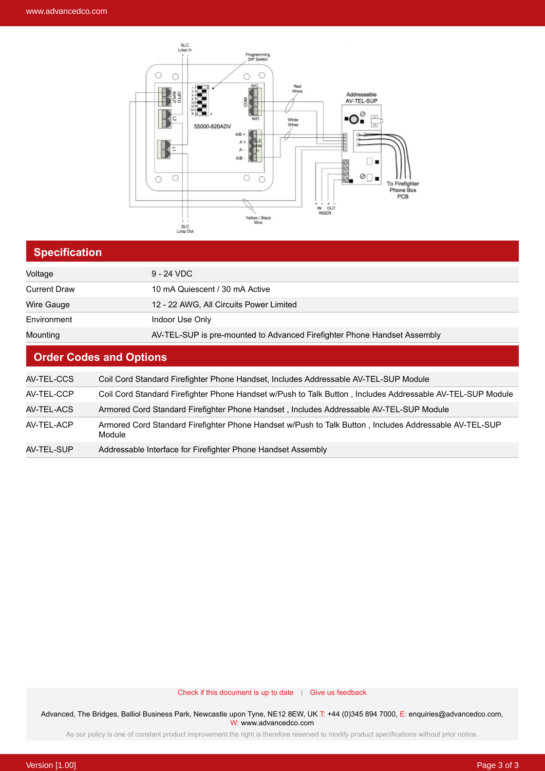SLC
Loop In

Programming
DIP Switch

OPTO
INPUT

L2

L1

55000-820ADV

N/C
COM
N/O

A/B +
A +
A -
A/B -

SLC
Loop

Red
Wires

White
Wires

Addressable
AV-TEL-SUP

To Firefighter
Phone Box
PCB

IN OUT
RISER

Yellow / Black
Wire

SLC
Loop Out

## Specification

| | |
|---|---|
| Voltage | 9 - 24 VDC |
| Current Draw | 10 mA Quiescent / 30 mA Active |
| Wire Gauge | 12 - 22 AWG, All Circuits Power Limited |
| Environment | Indoor Use Only |
| Mounting | AV-TEL-SUP is pre-mounted to Advanced Firefighter Phone Handset Assembly |

## Order Codes and Options

| | |
|---|---|
| AV-TEL-CCS | Coil Cord Standard Firefighter Phone Handset, Includes Addressable AV-TEL-SUP Module |
| AV-TEL-CCP | Coil Cord Standard Firefighter Phone Handset w/Push to Talk Button , Includes Addressable AV-TEL-SUP Module |
| AV-TEL-ACS | Armored Cord Standard Firefighter Phone Handset , Includes Addressable AV-TEL-SUP Module |
| AV-TEL-ACP | Armored Cord Standard Firefighter Phone Handset w/Push to Talk Button , Includes Addressable AV-TEL-SUP Module |
| AV-TEL-SUP | Addressable Interface for Firefighter Phone Handset Assembly |

Check if this document is up to date | Give us feedback

Advanced, The Bridges, Balliol Business Park, Newcastle upon Tyne, NE12 8EW, UK T: +44 (0)345 894 7000, E: enquiries@advancedco.com, W: www.advancedco.com

As our policy is one of constant product improvement the right is therefore reserved to modify product specifications without prior notice.

Version [1.00]